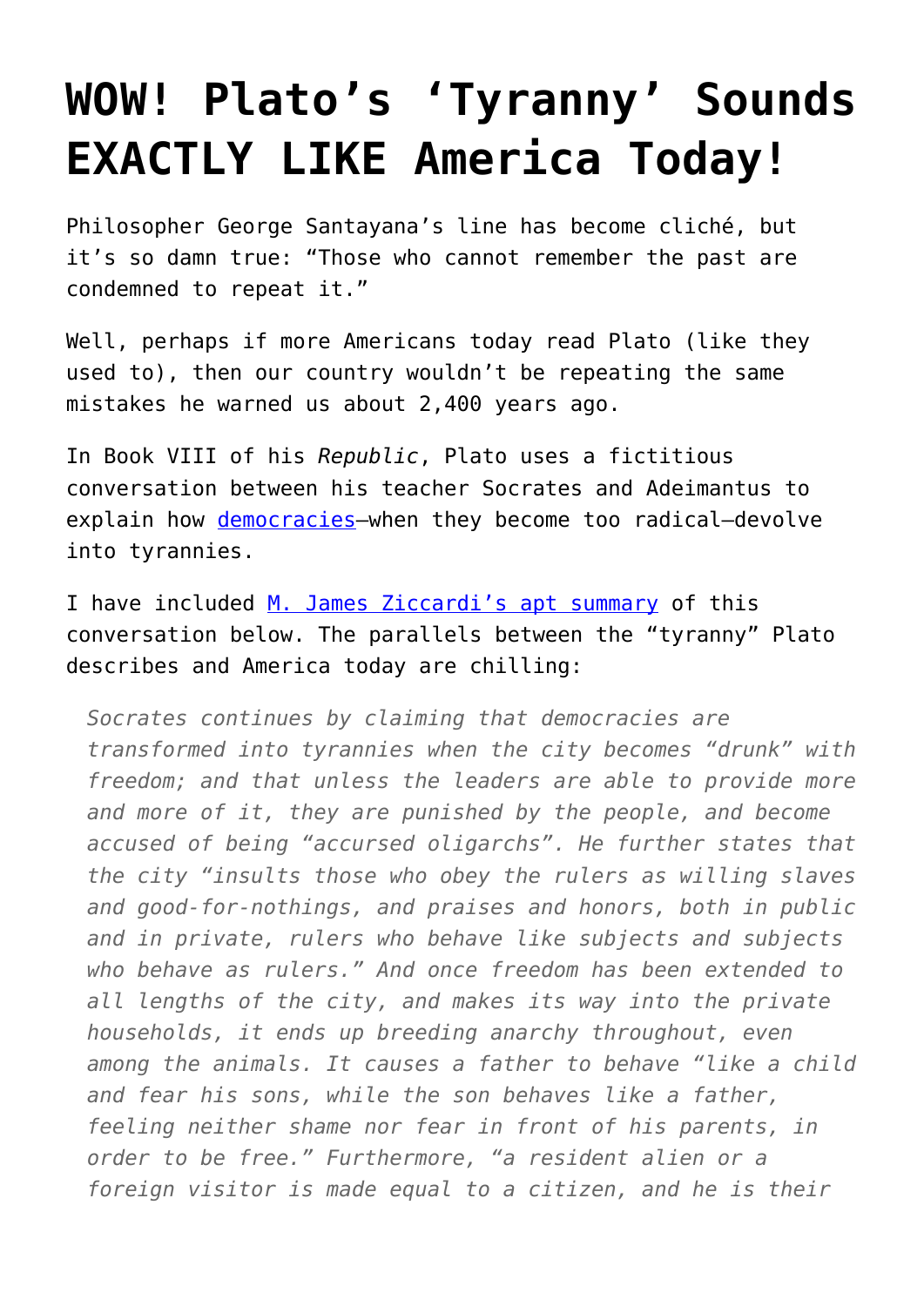# WOW! Plato's 'Tyranny' Sounds EXACTLY LIKE America Today!

Philosopher George Santayana's line has become cliché, but it's so damn true: "Those who cannot remember the past are condemned to repeat it."

Well, perhaps if more Americans today read Plato (like they used to), then our country wouldn't be repeating the same mistakes he warned us about 2,400 years ago.

In Book VIII of his *Republic*, Plato uses a fictitious conversation between his teacher Socrates and Adeimantus to explain how democracies—when they become too radical—devolve into tyrannies.

I have included M. James Ziccardi's apt summary of this conversation below. The parallels between the "tyranny" Plato describes and America today are chilling:

> *Socrates continues by claiming that democracies are transformed into tyrannies when the city becomes "drunk" with freedom; and that unless the leaders are able to provide more and more of it, they are punished by the people, and become accused of being "accursed oligarchs". He further states that the city "insults those who obey the rulers as willing slaves and good-for-nothings, and praises and honors, both in public and in private, rulers who behave like subjects and subjects who behave as rulers." And once freedom has been extended to all lengths of the city, and makes its way into the private households, it ends up breeding anarchy throughout, even among the animals. It causes a father to behave "like a child and fear his sons, while the son behaves like a father, feeling neither shame nor fear in front of his parents, in order to be free." Furthermore, "a resident alien or a foreign visitor is made equal to a citizen, and he is their*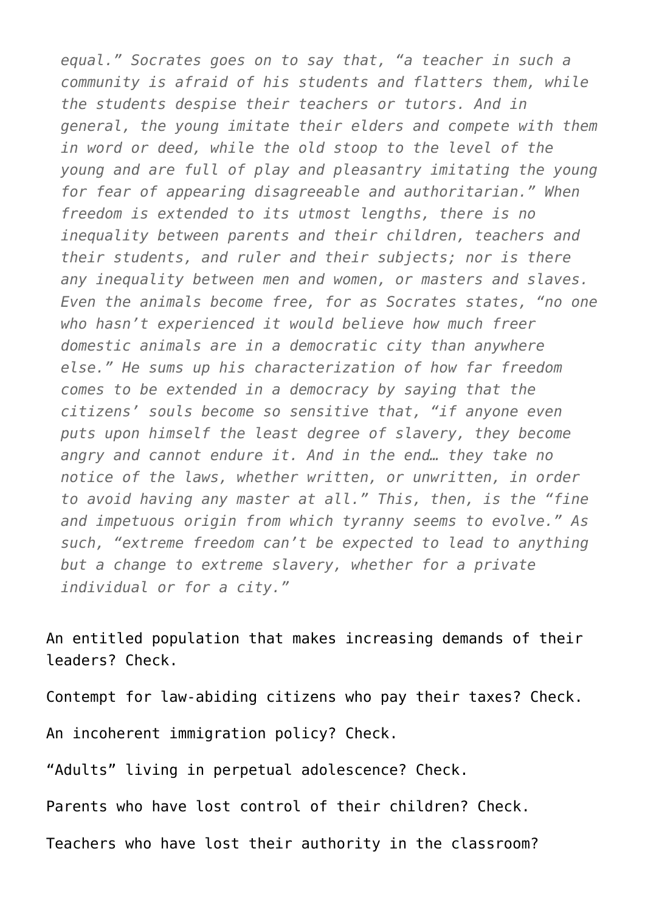*equal." Socrates goes on to say that, "a teacher in such a community is afraid of his students and flatters them, while the students despise their teachers or tutors. And in general, the young imitate their elders and compete with them in word or deed, while the old stoop to the level of the young and are full of play and pleasantry imitating the young for fear of appearing disagreeable and authoritarian." When freedom is extended to its utmost lengths, there is no inequality between parents and their children, teachers and their students, and ruler and their subjects; nor is there any inequality between men and women, or masters and slaves. Even the animals become free, for as Socrates states, "no one who hasn't experienced it would believe how much freer domestic animals are in a democratic city than anywhere else." He sums up his characterization of how far freedom comes to be extended in a democracy by saying that the citizens' souls become so sensitive that, "if anyone even puts upon himself the least degree of slavery, they become angry and cannot endure it. And in the end… they take no notice of the laws, whether written, or unwritten, in order to avoid having any master at all." This, then, is the "fine and impetuous origin from which tyranny seems to evolve." As such, "extreme freedom can't be expected to lead to anything but a change to extreme slavery, whether for a private individual or for a city."*

An entitled population that makes increasing demands of their leaders? Check.

Contempt for law-abiding citizens who pay their taxes? Check.

An incoherent immigration policy? Check.

"Adults" living in perpetual adolescence? Check.

Parents who have lost control of their children? Check.

Teachers who have lost their authority in the classroom?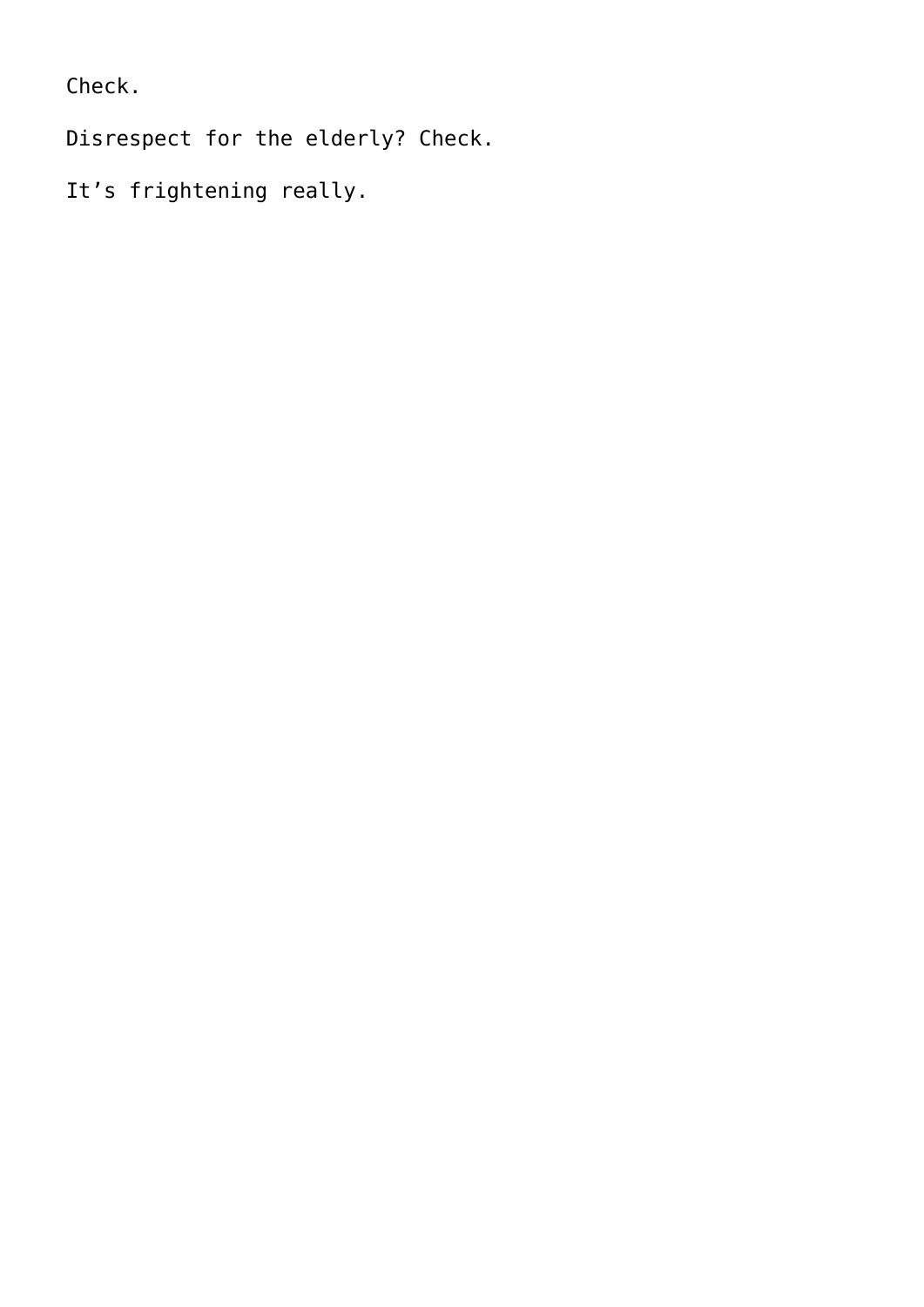Check.

Disrespect for the elderly? Check.

It’s frightening really.